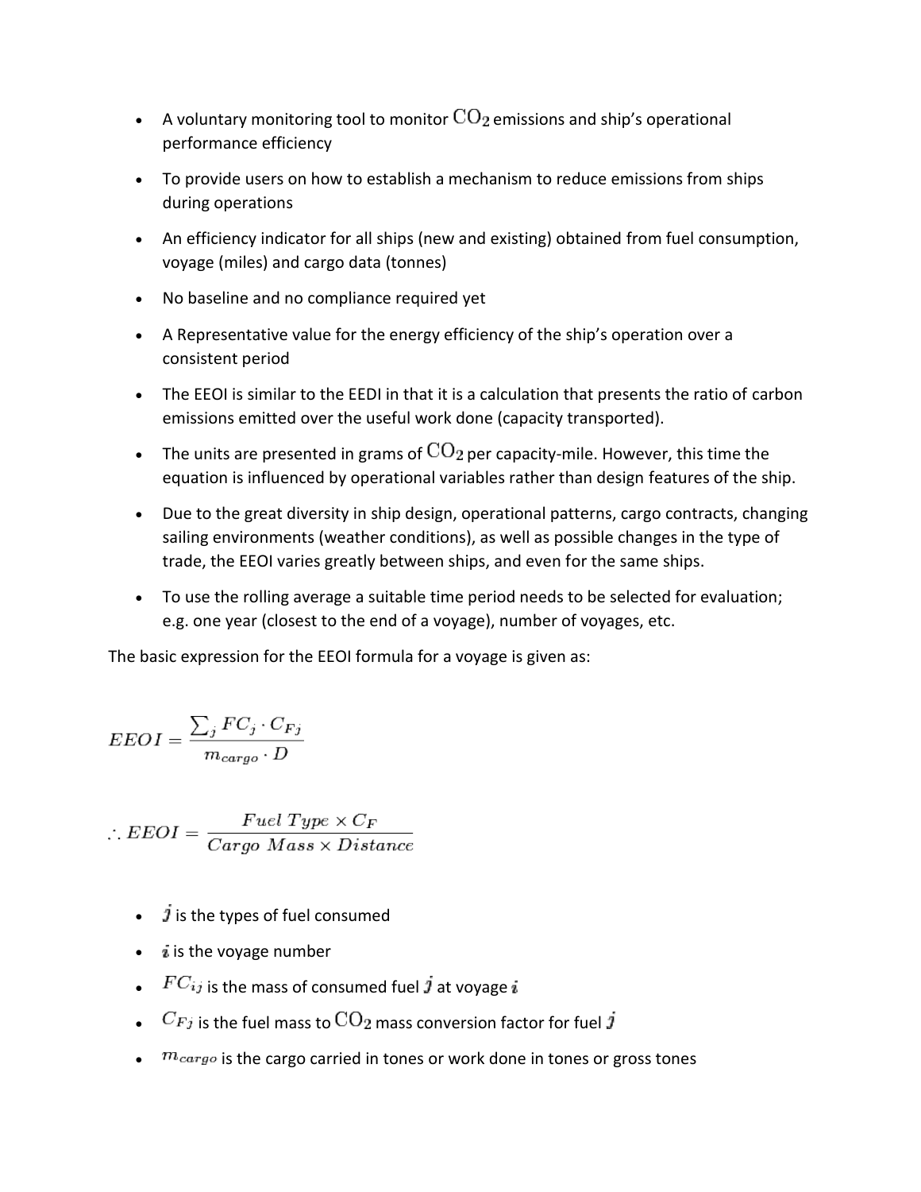- A voluntary monitoring tool to monitor $CO_2$ emissions and ship's operational performance efficiency
- To provide users on how to establish a mechanism to reduce emissions from ships during operations
- An efficiency indicator for all ships (new and existing) obtained from fuel consumption, voyage (miles) and cargo data (tonnes)
- No baseline and no compliance required yet
- A Representative value for the energy efficiency of the ship's operation over a consistent period
- The EEOI is similar to the EEDI in that it is a calculation that presents the ratio of carbon emissions emitted over the useful work done (capacity transported).
- The units are presented in grams of $CO_2$ per capacity-mile. However, this time the equation is influenced by operational variables rather than design features of the ship.
- Due to the great diversity in ship design, operational patterns, cargo contracts, changing sailing environments (weather conditions), as well as possible changes in the type of trade, the EEOI varies greatly between ships, and even for the same ships.
- To use the rolling average a suitable time period needs to be selected for evaluation; e.g. one year (closest to the end of a voyage), number of voyages, etc.

The basic expression for the EEOI formula for a voyage is given as:

$$EEOI = \frac{\sum_j FC_j \cdot C_{Fj}}{m_{cargo} \cdot D}$$

$$\therefore EEOI = \frac{Fuel\ Type \times C_F}{Cargo\ Mass \times Distance}$$

- $j$ is the types of fuel consumed
- $i$ is the voyage number
- $FC_{ij}$ is the mass of consumed fuel $j$ at voyage $i$
- $C_{Fj}$ is the fuel mass to $CO_2$ mass conversion factor for fuel $j$
- $m_{cargo}$ is the cargo carried in tones or work done in tones or gross tones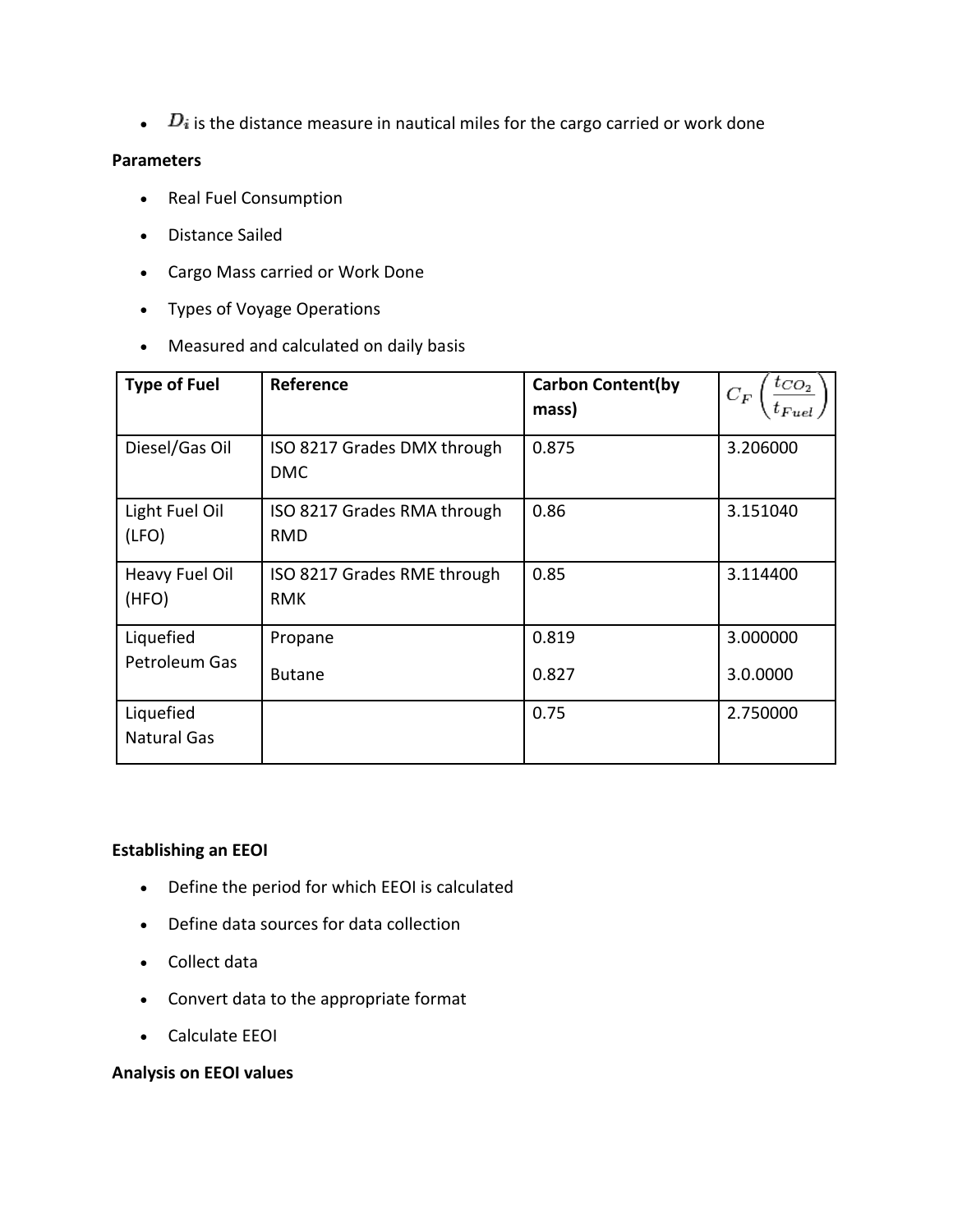- $D_i$ is the distance measure in nautical miles for the cargo carried or work done

**Parameters**

- Real Fuel Consumption
- Distance Sailed
- Cargo Mass carried or Work Done
- Types of Voyage Operations
- Measured and calculated on daily basis

| Type of Fuel | Reference | Carbon Content(by mass) | $C_F\left(\frac{t_{CO_2}}{t_{Fuel}}\right)$ |
|---|---|---|---|
| Diesel/Gas Oil | ISO 8217 Grades DMX through DMC | 0.875 | 3.206000 |
| Light Fuel Oil (LFO) | ISO 8217 Grades RMA through RMD | 0.86 | 3.151040 |
| Heavy Fuel Oil (HFO) | ISO 8217 Grades RME through RMK | 0.85 | 3.114400 |
| Liquefied Petroleum Gas | Propane<br>Butane | 0.819<br>0.827 | 3.000000<br>3.0.0000 |
| Liquefied Natural Gas | | 0.75 | 2.750000 |

**Establishing an EEOI**

- Define the period for which EEOI is calculated
- Define data sources for data collection
- Collect data
- Convert data to the appropriate format
- Calculate EEOI

**Analysis on EEOI values**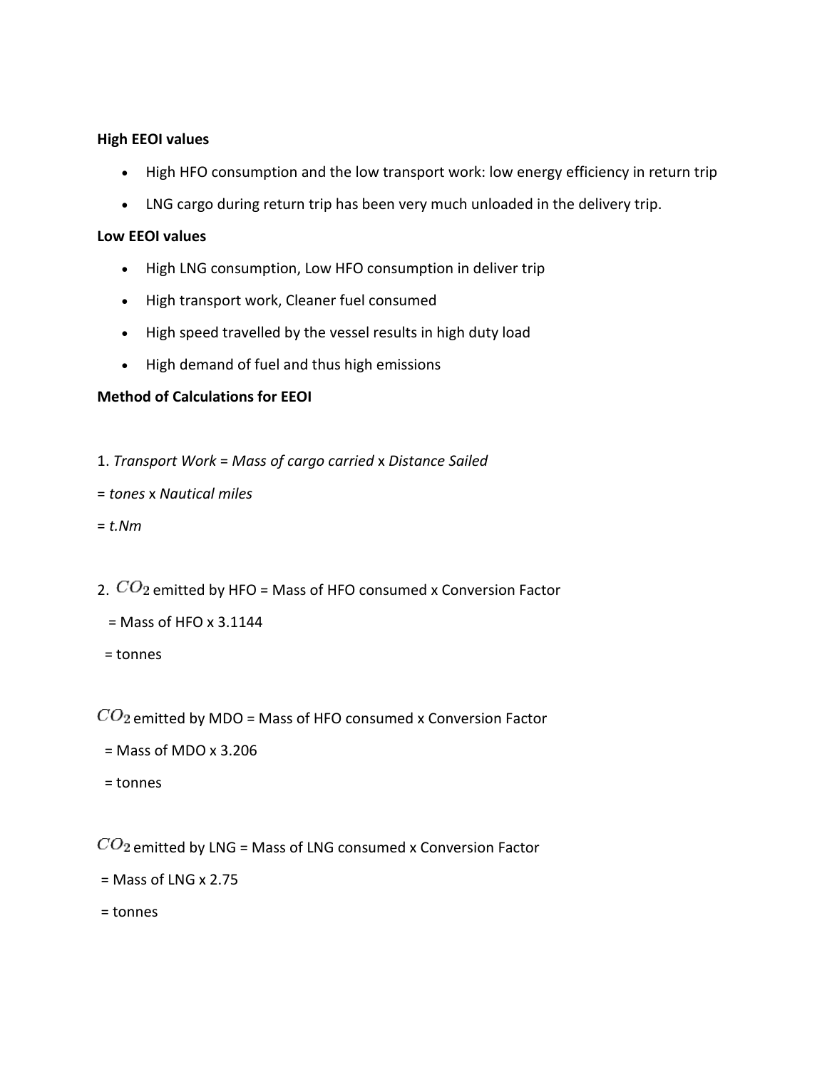**High EEOI values**

- High HFO consumption and the low transport work: low energy efficiency in return trip
- LNG cargo during return trip has been very much unloaded in the delivery trip.

**Low EEOI values**

- High LNG consumption, Low HFO consumption in deliver trip
- High transport work, Cleaner fuel consumed
- High speed travelled by the vessel results in high duty load
- High demand of fuel and thus high emissions

**Method of Calculations for EEOI**

1. *Transport Work* = *Mass of cargo carried* x *Distance Sailed*

= *tones* x *Nautical miles*

= *t.Nm*

2. $CO_2$ emitted by HFO = Mass of HFO consumed x Conversion Factor

= Mass of HFO x 3.1144

= tonnes

$CO_2$ emitted by MDO = Mass of HFO consumed x Conversion Factor

= Mass of MDO x 3.206

= tonnes

$CO_2$ emitted by LNG = Mass of LNG consumed x Conversion Factor

= Mass of LNG x 2.75

= tonnes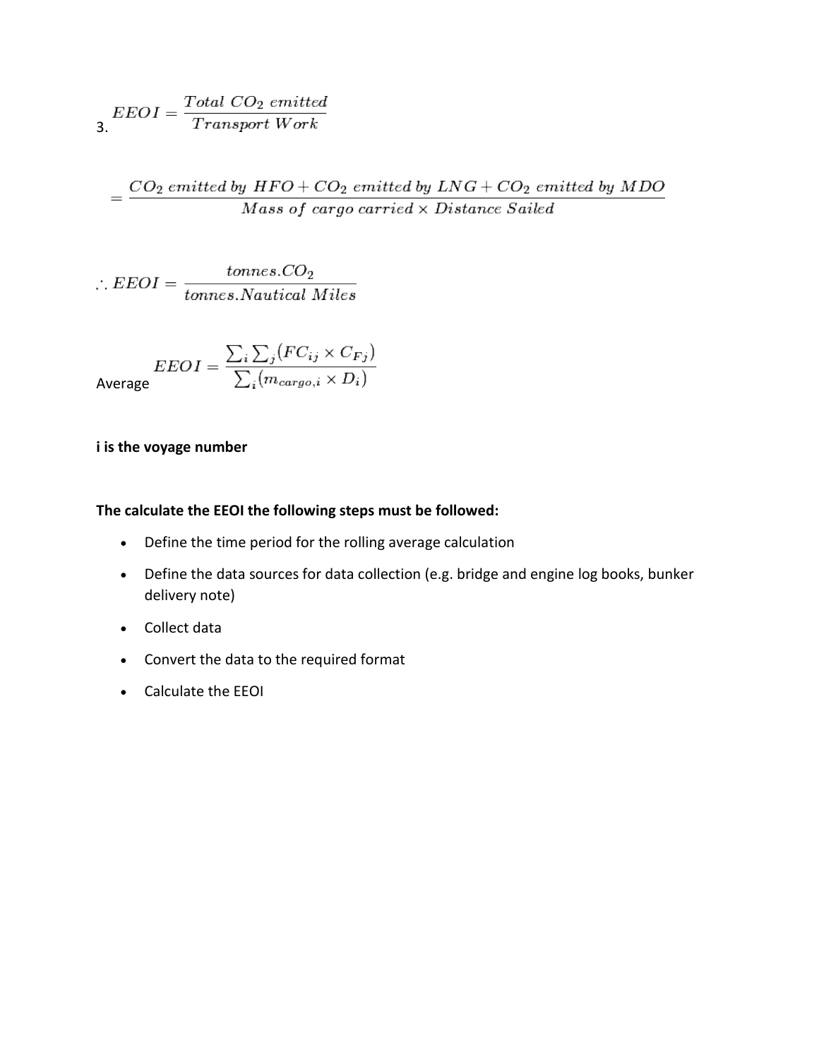3. $$EEOI = \frac{Total\ CO_2\ emitted}{Transport\ Work}$$

$$= \frac{CO_2\ emitted\ by\ HFO + CO_2\ emitted\ by\ LNG + CO_2\ emitted\ by\ MDO}{Mass\ of\ cargo\ carried \times Distance\ Sailed}$$

$$\therefore EEOI = \frac{tonnes.CO_2}{tonnes.Nautical\ Miles}$$

Average $$EEOI = \frac{\sum_i \sum_j (FC_{ij} \times C_{Fj})}{\sum_i (m_{cargo,i} \times D_i)}$$

**i is the voyage number**

**The calculate the EEOI the following steps must be followed:**

- Define the time period for the rolling average calculation
- Define the data sources for data collection (e.g. bridge and engine log books, bunker delivery note)
- Collect data
- Convert the data to the required format
- Calculate the EEOI